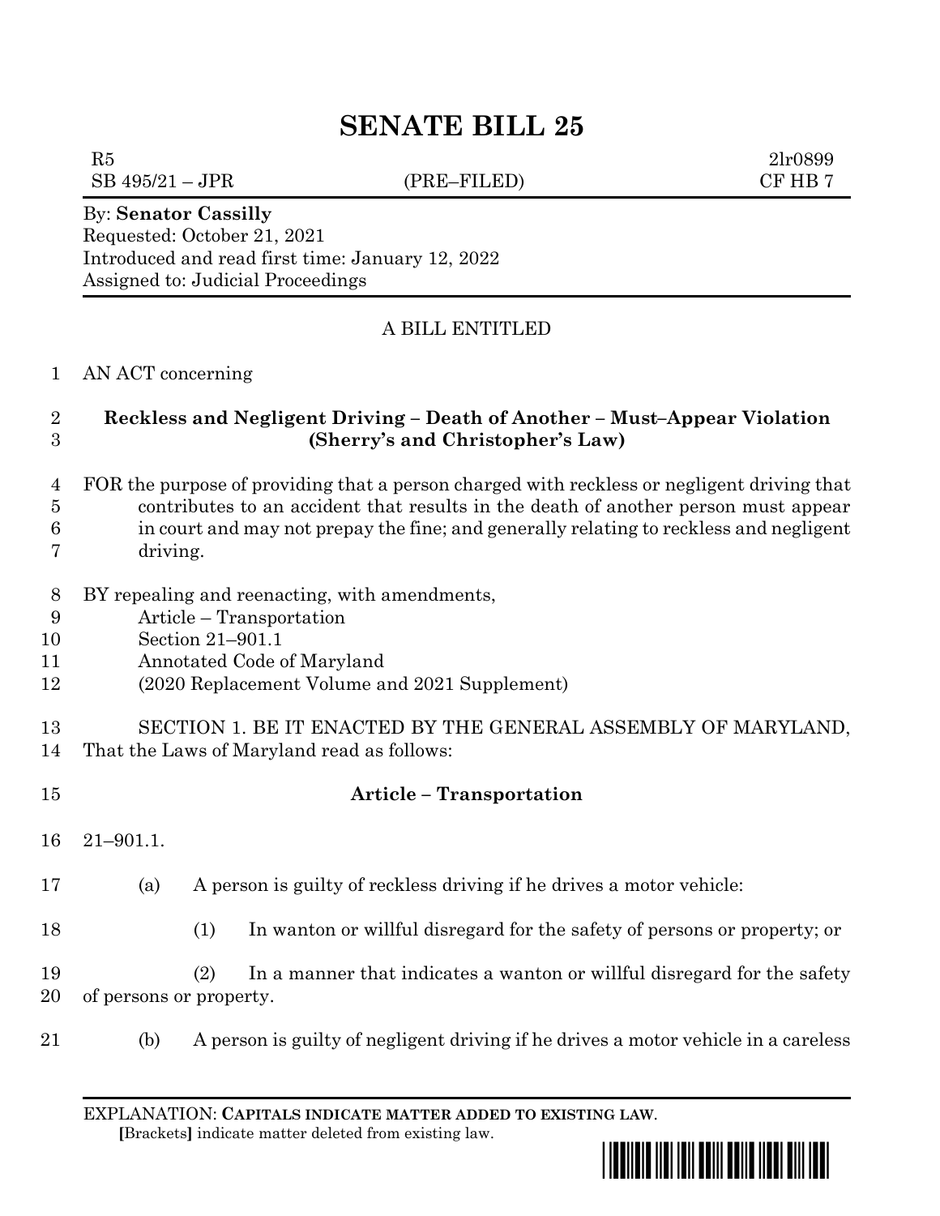# SENATE BILL 25

R5 &nbsp;&nbsp;&nbsp;&nbsp;&nbsp;&nbsp;&nbsp;&nbsp;&nbsp;&nbsp;&nbsp;&nbsp;&nbsp;&nbsp;&nbsp;&nbsp;&nbsp;&nbsp;&nbsp;&nbsp;&nbsp;&nbsp;&nbsp;&nbsp;&nbsp;&nbsp;&nbsp;&nbsp;&nbsp;&nbsp;&nbsp;&nbsp;&nbsp;&nbsp;&nbsp;&nbsp;&nbsp;&nbsp;&nbsp;&nbsp; 2lr0899
SB 495/21 – JPR &nbsp;&nbsp;&nbsp;&nbsp;&nbsp;&nbsp;&nbsp;&nbsp;&nbsp;&nbsp;&nbsp;&nbsp; (PRE–FILED) &nbsp;&nbsp;&nbsp;&nbsp;&nbsp;&nbsp;&nbsp;&nbsp;&nbsp;&nbsp;&nbsp;&nbsp; CF HB 7

By: **Senator Cassilly**
Requested: October 21, 2021
Introduced and read first time: January 12, 2022
Assigned to: Judicial Proceedings

A BILL ENTITLED

1 AN ACT concerning

2 **Reckless and Negligent Driving – Death of Another – Must–Appear Violation**
3 **(Sherry's and Christopher's Law)**

4 FOR the purpose of providing that a person charged with reckless or negligent driving that
5 contributes to an accident that results in the death of another person must appear
6 in court and may not prepay the fine; and generally relating to reckless and negligent
7 driving.

8 BY repealing and reenacting, with amendments,
9 Article – Transportation
10 Section 21–901.1
11 Annotated Code of Maryland
12 (2020 Replacement Volume and 2021 Supplement)

13 SECTION 1. BE IT ENACTED BY THE GENERAL ASSEMBLY OF MARYLAND,
14 That the Laws of Maryland read as follows:

15 **Article – Transportation**

16 21–901.1.

17 (a) A person is guilty of reckless driving if he drives a motor vehicle:

18 (1) In wanton or willful disregard for the safety of persons or property; or

19 (2) In a manner that indicates a wanton or willful disregard for the safety
20 of persons or property.

21 (b) A person is guilty of negligent driving if he drives a motor vehicle in a careless

EXPLANATION: **CAPITALS INDICATE MATTER ADDED TO EXISTING LAW**.
**[**Brackets**]** indicate matter deleted from existing law.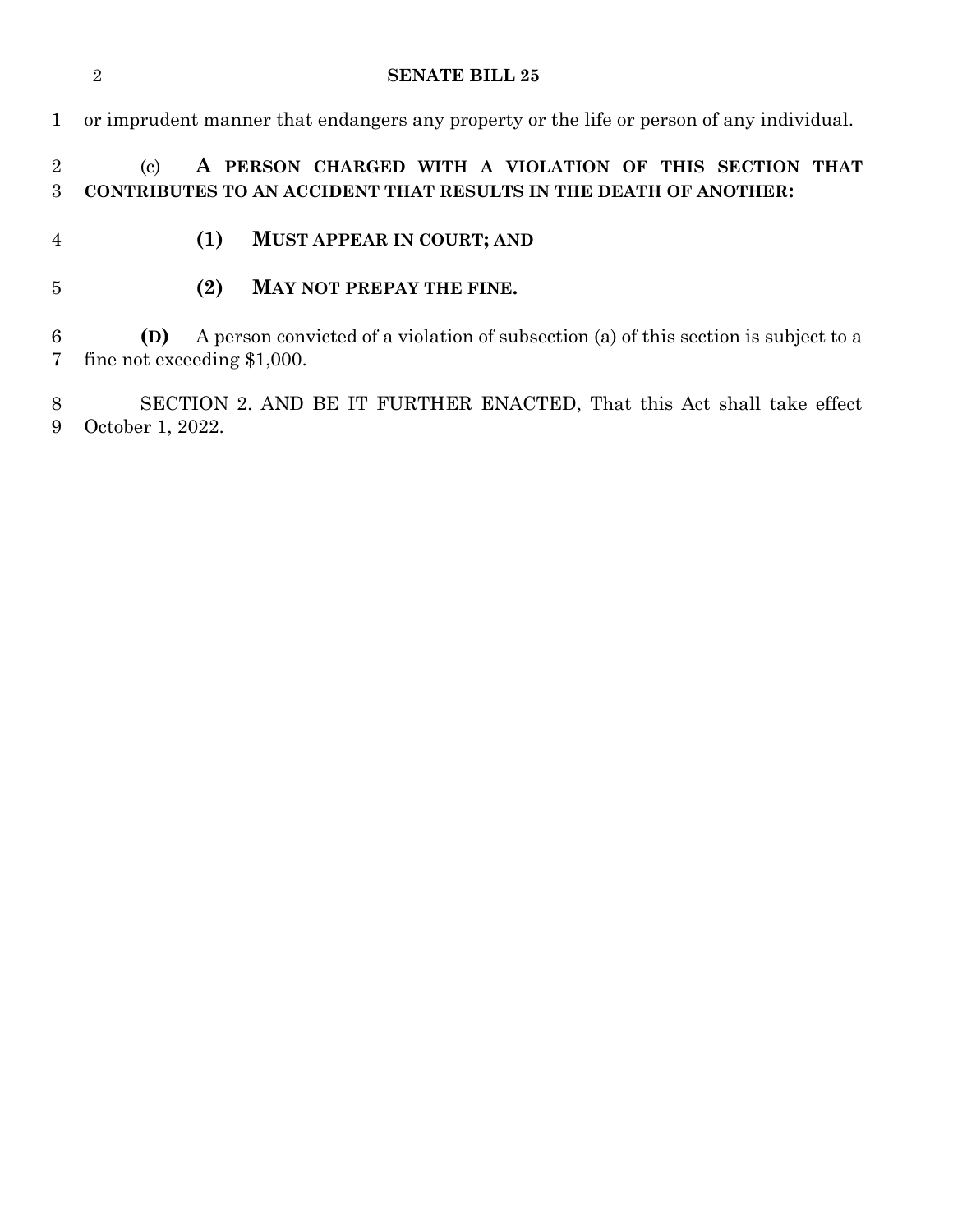or imprudent manner that endangers any property or the life or person of any individual.

(c) **A PERSON CHARGED WITH A VIOLATION OF THIS SECTION THAT CONTRIBUTES TO AN ACCIDENT THAT RESULTS IN THE DEATH OF ANOTHER:**

**(1) MUST APPEAR IN COURT; AND**

**(2) MAY NOT PREPAY THE FINE.**

**(D)** A person convicted of a violation of subsection (a) of this section is subject to a fine not exceeding $1,000.

SECTION 2. AND BE IT FURTHER ENACTED, That this Act shall take effect October 1, 2022.